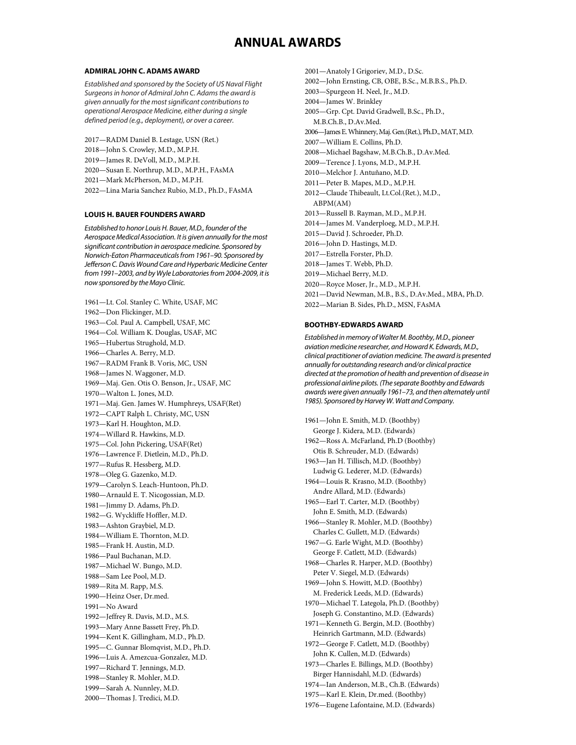# ANNUAL AWARDS

### ADMIRAL JOHN C. ADAMS AWARD

*Established and sponsored by the Society of US Naval Flight Surgeons in honor of Admiral John C. Adams the award is given annually for the most significant contributions to operational Aerospace Medicine, either during a single defined period (e.g., deployment), or over a career.*

2017—RADM Daniel B. Lestage, USN (Ret.)
2018—John S. Crowley, M.D., M.P.H.
2019—James R. DeVoll, M.D., M.P.H.
2020—Susan E. Northrup, M.D., M.P.H., FAsMA
2021—Mark McPherson, M.D., M.P.H.
2022—Lina Maria Sanchez Rubio, M.D., Ph.D., FAsMA

### LOUIS H. BAUER FOUNDERS AWARD

*Established to honor Louis H. Bauer, M.D., founder of the Aerospace Medical Association. It is given annually for the most significant contribution in aerospace medicine. Sponsored by Norwich-Eaton Pharmaceuticals from 1961–90. Sponsored by Jefferson C. Davis Wound Care and Hyperbaric Medicine Center from 1991–2003, and by Wyle Laboratories from 2004-2009, it is now sponsored by the Mayo Clinic.*

1961—Lt. Col. Stanley C. White, USAF, MC
1962—Don Flickinger, M.D.
1963—Col. Paul A. Campbell, USAF, MC
1964—Col. William K. Douglas, USAF, MC
1965—Hubertus Strughold, M.D.
1966—Charles A. Berry, M.D.
1967—RADM Frank B. Voris, MC, USN
1968—James N. Waggoner, M.D.
1969—Maj. Gen. Otis O. Benson, Jr., USAF, MC
1970—Walton L. Jones, M.D.
1971—Maj. Gen. James W. Humphreys, USAF(Ret)
1972—CAPT Ralph L. Christy, MC, USN
1973—Karl H. Houghton, M.D.
1974—Willard R. Hawkins, M.D.
1975—Col. John Pickering, USAF(Ret)
1976—Lawrence F. Dietlein, M.D., Ph.D.
1977—Rufus R. Hessberg, M.D.
1978—Oleg G. Gazenko, M.D.
1979—Carolyn S. Leach-Huntoon, Ph.D.
1980—Arnauld E. T. Nicogossian, M.D.
1981—Jimmy D. Adams, Ph.D.
1982—G. Wyckliffe Hoffler, M.D.
1983—Ashton Graybiel, M.D.
1984—William E. Thornton, M.D.
1985—Frank H. Austin, M.D.
1986—Paul Buchanan, M.D.
1987—Michael W. Bungo, M.D.
1988—Sam Lee Pool, M.D.
1989—Rita M. Rapp, M.S.
1990—Heinz Oser, Dr.med.
1991—No Award
1992—Jeffrey R. Davis, M.D., M.S.
1993—Mary Anne Bassett Frey, Ph.D.
1994—Kent K. Gillingham, M.D., Ph.D.
1995—C. Gunnar Blomqvist, M.D., Ph.D.
1996—Luis A. Amezcua-Gonzalez, M.D.
1997—Richard T. Jennings, M.D.
1998—Stanley R. Mohler, M.D.
1999—Sarah A. Nunnley, M.D.
2000—Thomas J. Tredici, M.D.
2001—Anatoly I Grigoriev, M.D., D.Sc.
2002—John Ernsting, CB, OBE, B.Sc., M.B.B.S., Ph.D.
2003—Spurgeon H. Neel, Jr., M.D.
2004—James W. Brinkley
2005—Grp. Cpt. David Gradwell, B.Sc., Ph.D., M.B.Ch.B., D.Av.Med.
2006—James E. Whinnery, Maj. Gen.(Ret.), Ph.D., MAT, M.D.
2007—William E. Collins, Ph.D.
2008—Michael Bagshaw, M.B.Ch.B., D.Av.Med.
2009—Terence J. Lyons, M.D., M.P.H.
2010—Melchor J. Antuñano, M.D.
2011—Peter B. Mapes, M.D., M.P.H.
2012—Claude Thibeault, Lt.Col.(Ret.), M.D., ABPM(AM)
2013—Russell B. Rayman, M.D., M.P.H.
2014—James M. Vanderploeg, M.D., M.P.H.
2015—David J. Schroeder, Ph.D.
2016—John D. Hastings, M.D.
2017—Estrella Forster, Ph.D.
2018—James T. Webb, Ph.D.
2019—Michael Berry, M.D.
2020—Royce Moser, Jr., M.D., M.P.H.
2021—David Newman, M.B., B.S., D.Av.Med., MBA, Ph.D.
2022—Marian B. Sides, Ph.D., MSN, FAsMA

### BOOTHBY-EDWARDS AWARD

*Established in memory of Walter M. Boothby, M.D., pioneer aviation medicine researcher, and Howard K. Edwards, M.D., clinical practitioner of aviation medicine. The award is presented annually for outstanding research and/or clinical practice directed at the promotion of health and prevention of disease in professional airline pilots. (The separate Boothby and Edwards awards were given annually 1961–73, and then alternately until 1985). Sponsored by Harvey W. Watt and Company.*

1961—John E. Smith, M.D. (Boothby)
George J. Kidera, M.D. (Edwards)
1962—Ross A. McFarland, Ph.D (Boothby)
Otis B. Schreuder, M.D. (Edwards)
1963—Jan H. Tillisch, M.D. (Boothby)
Ludwig G. Lederer, M.D. (Edwards)
1964—Louis R. Krasno, M.D. (Boothby)
Andre Allard, M.D. (Edwards)
1965—Earl T. Carter, M.D. (Boothby)
John E. Smith, M.D. (Edwards)
1966—Stanley R. Mohler, M.D. (Boothby)
Charles C. Gullett, M.D. (Edwards)
1967—G. Earle Wight, M.D. (Boothby)
George F. Catlett, M.D. (Edwards)
1968—Charles R. Harper, M.D. (Boothby)
Peter V. Siegel, M.D. (Edwards)
1969—John S. Howitt, M.D. (Boothby)
M. Frederick Leeds, M.D. (Edwards)
1970—Michael T. Lategola, Ph.D. (Boothby)
Joseph G. Constantino, M.D. (Edwards)
1971—Kenneth G. Bergin, M.D. (Boothby)
Heinrich Gartmann, M.D. (Edwards)
1972—George F. Catlett, M.D. (Boothby)
John K. Cullen, M.D. (Edwards)
1973—Charles E. Billings, M.D. (Boothby)
Birger Hannisdahl, M.D. (Edwards)
1974—Ian Anderson, M.B., Ch.B. (Edwards)
1975—Karl E. Klein, Dr.med. (Boothby)
1976—Eugene Lafontaine, M.D. (Edwards)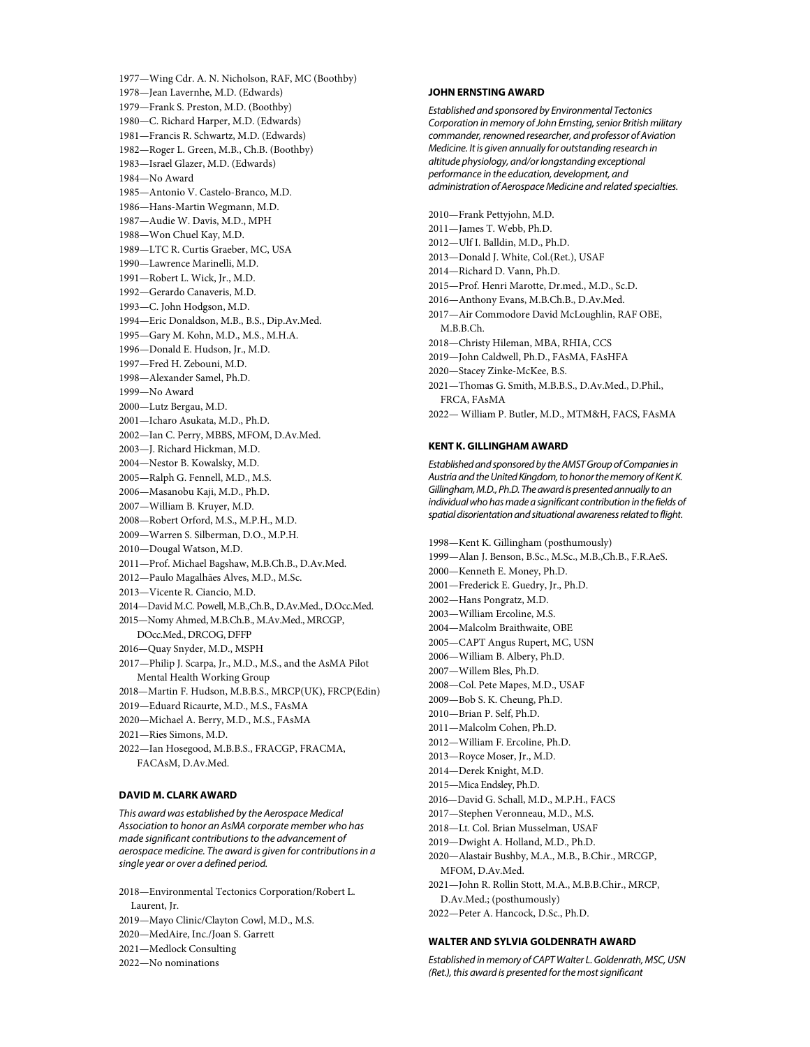1977—Wing Cdr. A. N. Nicholson, RAF, MC (Boothby)
1978—Jean Lavernhe, M.D. (Edwards)
1979—Frank S. Preston, M.D. (Boothby)
1980—C. Richard Harper, M.D. (Edwards)
1981—Francis R. Schwartz, M.D. (Edwards)
1982—Roger L. Green, M.B., Ch.B. (Boothby)
1983—Israel Glazer, M.D. (Edwards)
1984—No Award
1985—Antonio V. Castelo-Branco, M.D.
1986—Hans-Martin Wegmann, M.D.
1987—Audie W. Davis, M.D., MPH
1988—Won Chuel Kay, M.D.
1989—LTC R. Curtis Graeber, MC, USA
1990—Lawrence Marinelli, M.D.
1991—Robert L. Wick, Jr., M.D.
1992—Gerardo Canaveris, M.D.
1993—C. John Hodgson, M.D.
1994—Eric Donaldson, M.B., B.S., Dip.Av.Med.
1995—Gary M. Kohn, M.D., M.S., M.H.A.
1996—Donald E. Hudson, Jr., M.D.
1997—Fred H. Zebouni, M.D.
1998—Alexander Samel, Ph.D.
1999—No Award
2000—Lutz Bergau, M.D.
2001—Icharo Asukata, M.D., Ph.D.
2002—Ian C. Perry, MBBS, MFOM, D.Av.Med.
2003—J. Richard Hickman, M.D.
2004—Nestor B. Kowalsky, M.D.
2005—Ralph G. Fennell, M.D., M.S.
2006—Masanobu Kaji, M.D., Ph.D.
2007—William B. Kruyer, M.D.
2008—Robert Orford, M.S., M.P.H., M.D.
2009—Warren S. Silberman, D.O., M.P.H.
2010—Dougal Watson, M.D.
2011—Prof. Michael Bagshaw, M.B.Ch.B., D.Av.Med.
2012—Paulo Magalhães Alves, M.D., M.Sc.
2013—Vicente R. Ciancio, M.D.
2014—David M.C. Powell, M.B.,Ch.B., D.Av.Med., D.Occ.Med.
2015—Nomy Ahmed, M.B.Ch.B., M.Av.Med., MRCGP, DOcc.Med., DRCOG, DFFP
2016—Quay Snyder, M.D., MSPH
2017—Philip J. Scarpa, Jr., M.D., M.S., and the AsMA Pilot Mental Health Working Group
2018—Martin F. Hudson, M.B.B.S., MRCP(UK), FRCP(Edin)
2019—Eduard Ricaurte, M.D., M.S., FAsMA
2020—Michael A. Berry, M.D., M.S., FAsMA
2021—Ries Simons, M.D.
2022—Ian Hosegood, M.B.B.S., FRACGP, FRACMA, FACAsM, D.Av.Med.

### DAVID M. CLARK AWARD

*This award was established by the Aerospace Medical Association to honor an AsMA corporate member who has made significant contributions to the advancement of aerospace medicine. The award is given for contributions in a single year or over a defined period.*

2018—Environmental Tectonics Corporation/Robert L. Laurent, Jr.
2019—Mayo Clinic/Clayton Cowl, M.D., M.S.
2020—MedAire, Inc./Joan S. Garrett
2021—Medlock Consulting
2022—No nominations

### JOHN ERNSTING AWARD

*Established and sponsored by Environmental Tectonics Corporation in memory of John Ernsting, senior British military commander, renowned researcher, and professor of Aviation Medicine. It is given annually for outstanding research in altitude physiology, and/or longstanding exceptional performance in the education, development, and administration of Aerospace Medicine and related specialties.*

2010—Frank Pettyjohn, M.D.
2011—James T. Webb, Ph.D.
2012—Ulf I. Balldin, M.D., Ph.D.
2013—Donald J. White, Col.(Ret.), USAF
2014—Richard D. Vann, Ph.D.
2015—Prof. Henri Marotte, Dr.med., M.D., Sc.D.
2016—Anthony Evans, M.B.Ch.B., D.Av.Med.
2017—Air Commodore David McLoughlin, RAF OBE, M.B.B.Ch.
2018—Christy Hileman, MBA, RHIA, CCS
2019—John Caldwell, Ph.D., FAsMA, FAsHFA
2020—Stacey Zinke-McKee, B.S.
2021—Thomas G. Smith, M.B.B.S., D.Av.Med., D.Phil., FRCA, FAsMA
2022— William P. Butler, M.D., MTM&H, FACS, FAsMA

### KENT K. GILLINGHAM AWARD

*Established and sponsored by the AMST Group of Companies in Austria and the United Kingdom, to honor the memory of Kent K. Gillingham, M.D., Ph.D. The award is presented annually to an individual who has made a significant contribution in the fields of spatial disorientation and situational awareness related to flight.*

1998—Kent K. Gillingham (posthumously)
1999—Alan J. Benson, B.Sc., M.Sc., M.B.,Ch.B., F.R.AeS.
2000—Kenneth E. Money, Ph.D.
2001—Frederick E. Guedry, Jr., Ph.D.
2002—Hans Pongratz, M.D.
2003—William Ercoline, M.S.
2004—Malcolm Braithwaite, OBE
2005—CAPT Angus Rupert, MC, USN
2006—William B. Albery, Ph.D.
2007—Willem Bles, Ph.D.
2008—Col. Pete Mapes, M.D., USAF
2009—Bob S. K. Cheung, Ph.D.
2010—Brian P. Self, Ph.D.
2011—Malcolm Cohen, Ph.D.
2012—William F. Ercoline, Ph.D.
2013—Royce Moser, Jr., M.D.
2014—Derek Knight, M.D.
2015—Mica Endsley, Ph.D.
2016—David G. Schall, M.D., M.P.H., FACS
2017—Stephen Veronneau, M.D., M.S.
2018—Lt. Col. Brian Musselman, USAF
2019—Dwight A. Holland, M.D., Ph.D.
2020—Alastair Bushby, M.A., M.B., B.Chir., MRCGP, MFOM, D.Av.Med.
2021—John R. Rollin Stott, M.A., M.B.B.Chir., MRCP, D.Av.Med.; (posthumously)
2022—Peter A. Hancock, D.Sc., Ph.D.

### WALTER AND SYLVIA GOLDENRATH AWARD

*Established in memory of CAPT Walter L. Goldenrath, MSC, USN (Ret.), this award is presented for the most significant*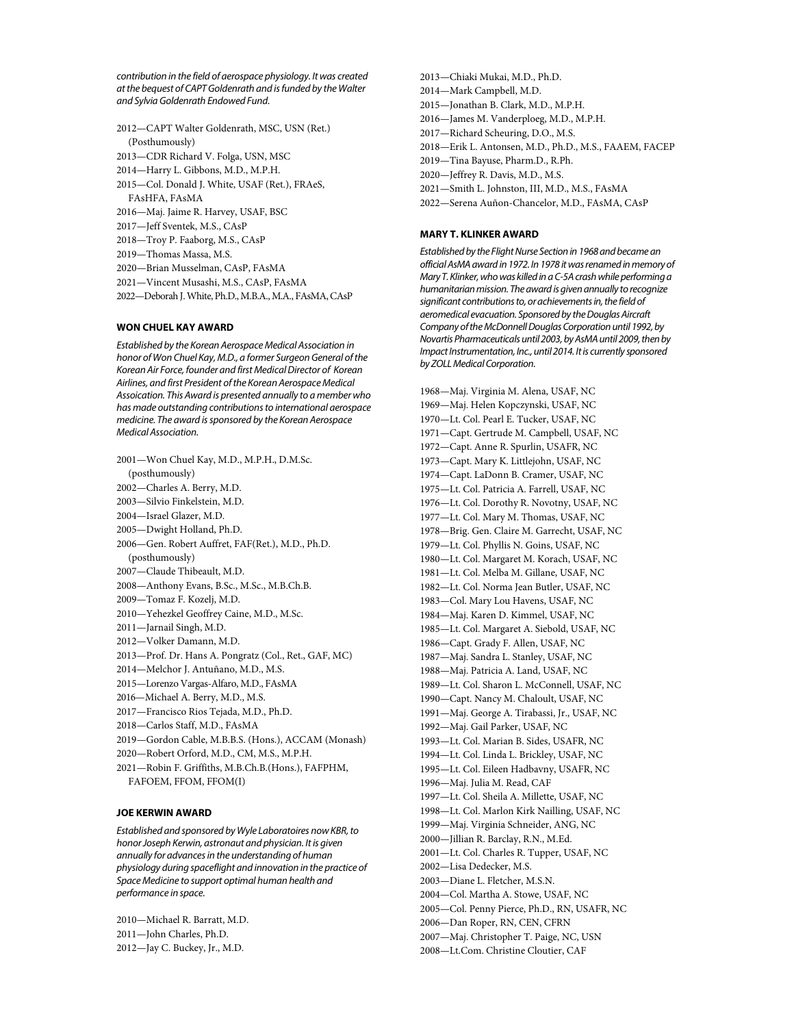*contribution in the field of aerospace physiology. It was created at the bequest of CAPT Goldenrath and is funded by the Walter and Sylvia Goldenrath Endowed Fund.*

2012—CAPT Walter Goldenrath, MSC, USN (Ret.) (Posthumously)
2013—CDR Richard V. Folga, USN, MSC
2014—Harry L. Gibbons, M.D., M.P.H.
2015—Col. Donald J. White, USAF (Ret.), FRAeS, FAsHFA, FAsMA
2016—Maj. Jaime R. Harvey, USAF, BSC
2017—Jeff Sventek, M.S., CAsP
2018—Troy P. Faaborg, M.S., CAsP
2019—Thomas Massa, M.S.
2020—Brian Musselman, CAsP, FAsMA
2021—Vincent Musashi, M.S., CAsP, FAsMA
2022—Deborah J. White, Ph.D., M.B.A., M.A., FAsMA, CAsP

### WON CHUEL KAY AWARD

*Established by the Korean Aerospace Medical Association in honor of Won Chuel Kay, M.D., a former Surgeon General of the Korean Air Force, founder and first Medical Director of Korean Airlines, and first President of the Korean Aerospace Medical Assoication. This Award is presented annually to a member who has made outstanding contributions to international aerospace medicine. The award is sponsored by the Korean Aerospace Medical Association.*

2001—Won Chuel Kay, M.D., M.P.H., D.M.Sc. (posthumously)
2002—Charles A. Berry, M.D.
2003—Silvio Finkelstein, M.D.
2004—Israel Glazer, M.D.
2005—Dwight Holland, Ph.D.
2006—Gen. Robert Auffret, FAF(Ret.), M.D., Ph.D. (posthumously)
2007—Claude Thibeault, M.D.
2008—Anthony Evans, B.Sc., M.Sc., M.B.Ch.B.
2009—Tomaz F. Kozelj, M.D.
2010—Yehezkel Geoffrey Caine, M.D., M.Sc.
2011—Jarnail Singh, M.D.
2012—Volker Damann, M.D.
2013—Prof. Dr. Hans A. Pongratz (Col., Ret., GAF, MC)
2014—Melchor J. Antuñano, M.D., M.S.
2015—Lorenzo Vargas-Alfaro, M.D., FAsMA
2016—Michael A. Berry, M.D., M.S.
2017—Francisco Rios Tejada, M.D., Ph.D.
2018—Carlos Staff, M.D., FAsMA
2019—Gordon Cable, M.B.B.S. (Hons.), ACCAM (Monash)
2020—Robert Orford, M.D., CM, M.S., M.P.H.
2021—Robin F. Griffiths, M.B.Ch.B.(Hons.), FAFPHM, FAFOEM, FFOM, FFOM(I)

### JOE KERWIN AWARD

*Established and sponsored by Wyle Laboratoires now KBR, to honor Joseph Kerwin, astronaut and physician. It is given annually for advances in the understanding of human physiology during spaceflight and innovation in the practice of Space Medicine to support optimal human health and performance in space.*

2010—Michael R. Barratt, M.D.
2011—John Charles, Ph.D.
2012—Jay C. Buckey, Jr., M.D.
2013—Chiaki Mukai, M.D., Ph.D.
2014—Mark Campbell, M.D.
2015—Jonathan B. Clark, M.D., M.P.H.
2016—James M. Vanderploeg, M.D., M.P.H.
2017—Richard Scheuring, D.O., M.S.
2018—Erik L. Antonsen, M.D., Ph.D., M.S., FAAEM, FACEP
2019—Tina Bayuse, Pharm.D., R.Ph.
2020—Jeffrey R. Davis, M.D., M.S.
2021—Smith L. Johnston, III, M.D., M.S., FAsMA
2022—Serena Auñon-Chancelor, M.D., FAsMA, CAsP

### MARY T. KLINKER AWARD

*Established by the Flight Nurse Section in 1968 and became an official AsMA award in 1972. In 1978 it was renamed in memory of Mary T. Klinker, who was killed in a C-5A crash while performing a humanitarian mission. The award is given annually to recognize significant contributions to, or achievements in, the field of aeromedical evacuation. Sponsored by the Douglas Aircraft Company of the McDonnell Douglas Corporation until 1992, by Novartis Pharmaceuticals until 2003, by AsMA until 2009, then by Impact Instrumentation, Inc., until 2014. It is currently sponsored by ZOLL Medical Corporation.*

1968—Maj. Virginia M. Alena, USAF, NC
1969—Maj. Helen Kopczynski, USAF, NC
1970—Lt. Col. Pearl E. Tucker, USAF, NC
1971—Capt. Gertrude M. Campbell, USAF, NC
1972—Capt. Anne R. Spurlin, USAFR, NC
1973—Capt. Mary K. Littlejohn, USAF, NC
1974—Capt. LaDonn B. Cramer, USAF, NC
1975—Lt. Col. Patricia A. Farrell, USAF, NC
1976—Lt. Col. Dorothy R. Novotny, USAF, NC
1977—Lt. Col. Mary M. Thomas, USAF, NC
1978—Brig. Gen. Claire M. Garrecht, USAF, NC
1979—Lt. Col. Phyllis N. Goins, USAF, NC
1980—Lt. Col. Margaret M. Korach, USAF, NC
1981—Lt. Col. Melba M. Gillane, USAF, NC
1982—Lt. Col. Norma Jean Butler, USAF, NC
1983—Col. Mary Lou Havens, USAF, NC
1984—Maj. Karen D. Kimmel, USAF, NC
1985—Lt. Col. Margaret A. Siebold, USAF, NC
1986—Capt. Grady F. Allen, USAF, NC
1987—Maj. Sandra L. Stanley, USAF, NC
1988—Maj. Patricia A. Land, USAF, NC
1989—Lt. Col. Sharon L. McConnell, USAF, NC
1990—Capt. Nancy M. Chaloult, USAF, NC
1991—Maj. George A. Tirabassi, Jr., USAF, NC
1992—Maj. Gail Parker, USAF, NC
1993—Lt. Col. Marian B. Sides, USAFR, NC
1994—Lt. Col. Linda L. Brickley, USAF, NC
1995—Lt. Col. Eileen Hadbavny, USAFR, NC
1996—Maj. Julia M. Read, CAF
1997—Lt. Col. Sheila A. Millette, USAF, NC
1998—Lt. Col. Marlon Kirk Nailling, USAF, NC
1999—Maj. Virginia Schneider, ANG, NC
2000—Jillian R. Barclay, R.N., M.Ed.
2001—Lt. Col. Charles R. Tupper, USAF, NC
2002—Lisa Dedecker, M.S.
2003—Diane L. Fletcher, M.S.N.
2004—Col. Martha A. Stowe, USAF, NC
2005—Col. Penny Pierce, Ph.D., RN, USAFR, NC
2006—Dan Roper, RN, CEN, CFRN
2007—Maj. Christopher T. Paige, NC, USN
2008—Lt.Com. Christine Cloutier, CAF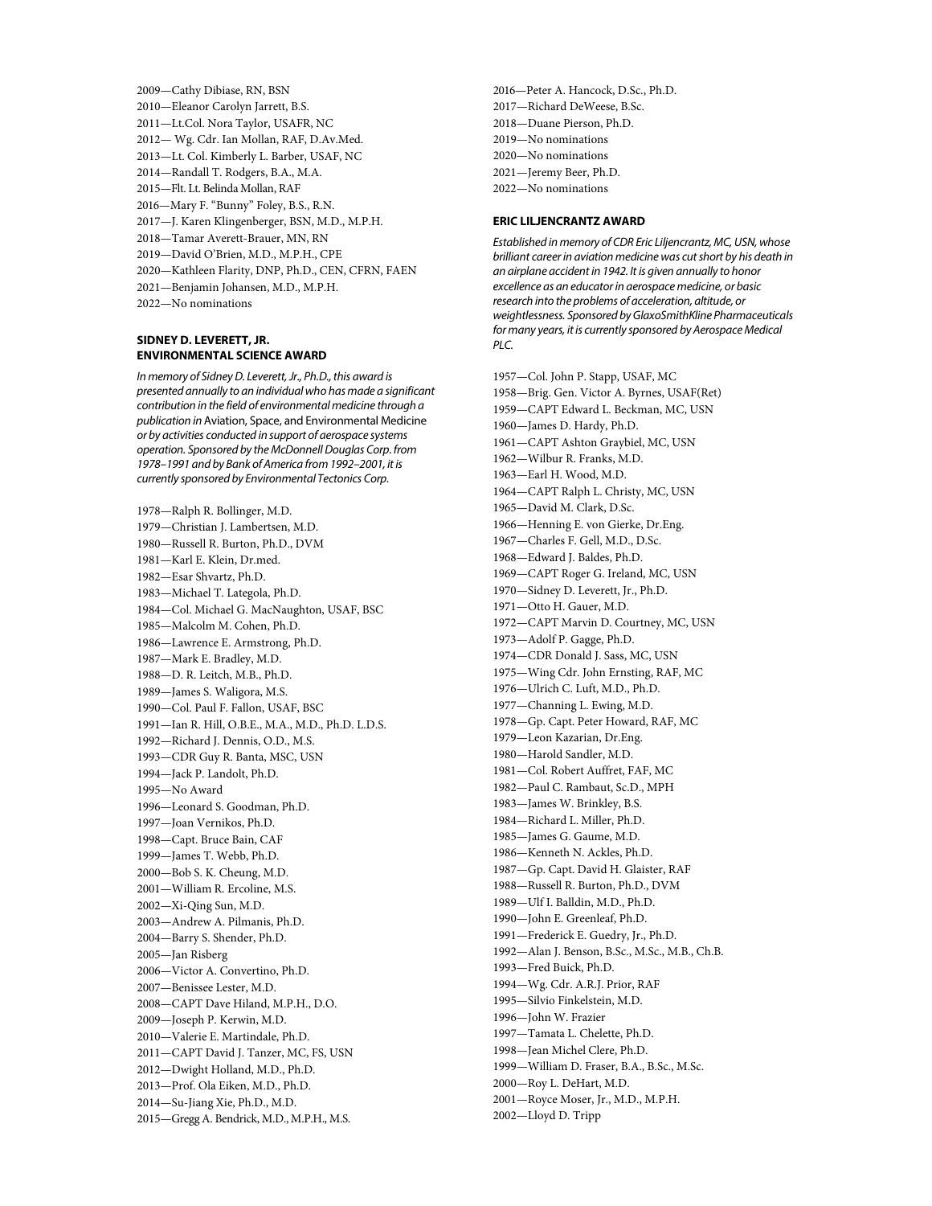2009—Cathy Dibiase, RN, BSN
2010—Eleanor Carolyn Jarrett, B.S.
2011—Lt.Col. Nora Taylor, USAFR, NC
2012— Wg. Cdr. Ian Mollan, RAF, D.Av.Med.
2013—Lt. Col. Kimberly L. Barber, USAF, NC
2014—Randall T. Rodgers, B.A., M.A.
2015—Flt. Lt. Belinda Mollan, RAF
2016—Mary F. "Bunny" Foley, B.S., R.N.
2017—J. Karen Klingenberger, BSN, M.D., M.P.H.
2018—Tamar Averett-Brauer, MN, RN
2019—David O'Brien, M.D., M.P.H., CPE
2020—Kathleen Flarity, DNP, Ph.D., CEN, CFRN, FAEN
2021—Benjamin Johansen, M.D., M.P.H.
2022—No nominations

### SIDNEY D. LEVERETT, JR. ENVIRONMENTAL SCIENCE AWARD

*In memory of Sidney D. Leverett, Jr., Ph.D., this award is presented annually to an individual who has made a significant contribution in the field of environmental medicine through a publication in* Aviation, Space, and Environmental Medicine *or by activities conducted in support of aerospace systems operation. Sponsored by the McDonnell Douglas Corp. from 1978–1991 and by Bank of America from 1992–2001, it is currently sponsored by Environmental Tectonics Corp.*

1978—Ralph R. Bollinger, M.D.
1979—Christian J. Lambertsen, M.D.
1980—Russell R. Burton, Ph.D., DVM
1981—Karl E. Klein, Dr.med.
1982—Esar Shvartz, Ph.D.
1983—Michael T. Lategola, Ph.D.
1984—Col. Michael G. MacNaughton, USAF, BSC
1985—Malcolm M. Cohen, Ph.D.
1986—Lawrence E. Armstrong, Ph.D.
1987—Mark E. Bradley, M.D.
1988—D. R. Leitch, M.B., Ph.D.
1989—James S. Waligora, M.S.
1990—Col. Paul F. Fallon, USAF, BSC
1991—Ian R. Hill, O.B.E., M.A., M.D., Ph.D. L.D.S.
1992—Richard J. Dennis, O.D., M.S.
1993—CDR Guy R. Banta, MSC, USN
1994—Jack P. Landolt, Ph.D.
1995—No Award
1996—Leonard S. Goodman, Ph.D.
1997—Joan Vernikos, Ph.D.
1998—Capt. Bruce Bain, CAF
1999—James T. Webb, Ph.D.
2000—Bob S. K. Cheung, M.D.
2001—William R. Ercoline, M.S.
2002—Xi-Qing Sun, M.D.
2003—Andrew A. Pilmanis, Ph.D.
2004—Barry S. Shender, Ph.D.
2005—Jan Risberg
2006—Victor A. Convertino, Ph.D.
2007—Benissee Lester, M.D.
2008—CAPT Dave Hiland, M.P.H., D.O.
2009—Joseph P. Kerwin, M.D.
2010—Valerie E. Martindale, Ph.D.
2011—CAPT David J. Tanzer, MC, FS, USN
2012—Dwight Holland, M.D., Ph.D.
2013—Prof. Ola Eiken, M.D., Ph.D.
2014—Su-Jiang Xie, Ph.D., M.D.
2015—Gregg A. Bendrick, M.D., M.P.H., M.S.
2016—Peter A. Hancock, D.Sc., Ph.D.
2017—Richard DeWeese, B.Sc.
2018—Duane Pierson, Ph.D.
2019—No nominations
2020—No nominations
2021—Jeremy Beer, Ph.D.
2022—No nominations

### ERIC LILJENCRANTZ AWARD

*Established in memory of CDR Eric Liljencrantz, MC, USN, whose brilliant career in aviation medicine was cut short by his death in an airplane accident in 1942. It is given annually to honor excellence as an educator in aerospace medicine, or basic research into the problems of acceleration, altitude, or weightlessness. Sponsored by GlaxoSmithKline Pharmaceuticals for many years, it is currently sponsored by Aerospace Medical PLC.*

1957—Col. John P. Stapp, USAF, MC
1958—Brig. Gen. Victor A. Byrnes, USAF(Ret)
1959—CAPT Edward L. Beckman, MC, USN
1960—James D. Hardy, Ph.D.
1961—CAPT Ashton Graybiel, MC, USN
1962—Wilbur R. Franks, M.D.
1963—Earl H. Wood, M.D.
1964—CAPT Ralph L. Christy, MC, USN
1965—David M. Clark, D.Sc.
1966—Henning E. von Gierke, Dr.Eng.
1967—Charles F. Gell, M.D., D.Sc.
1968—Edward J. Baldes, Ph.D.
1969—CAPT Roger G. Ireland, MC, USN
1970—Sidney D. Leverett, Jr., Ph.D.
1971—Otto H. Gauer, M.D.
1972—CAPT Marvin D. Courtney, MC, USN
1973—Adolf P. Gagge, Ph.D.
1974—CDR Donald J. Sass, MC, USN
1975—Wing Cdr. John Ernsting, RAF, MC
1976—Ulrich C. Luft, M.D., Ph.D.
1977—Channing L. Ewing, M.D.
1978—Gp. Capt. Peter Howard, RAF, MC
1979—Leon Kazarian, Dr.Eng.
1980—Harold Sandler, M.D.
1981—Col. Robert Auffret, FAF, MC
1982—Paul C. Rambaut, Sc.D., MPH
1983—James W. Brinkley, B.S.
1984—Richard L. Miller, Ph.D.
1985—James G. Gaume, M.D.
1986—Kenneth N. Ackles, Ph.D.
1987—Gp. Capt. David H. Glaister, RAF
1988—Russell R. Burton, Ph.D., DVM
1989—Ulf I. Balldin, M.D., Ph.D.
1990—John E. Greenleaf, Ph.D.
1991—Frederick E. Guedry, Jr., Ph.D.
1992—Alan J. Benson, B.Sc., M.Sc., M.B., Ch.B.
1993—Fred Buick, Ph.D.
1994—Wg. Cdr. A.R.J. Prior, RAF
1995—Silvio Finkelstein, M.D.
1996—John W. Frazier
1997—Tamata L. Chelette, Ph.D.
1998—Jean Michel Clere, Ph.D.
1999—William D. Fraser, B.A., B.Sc., M.Sc.
2000—Roy L. DeHart, M.D.
2001—Royce Moser, Jr., M.D., M.P.H.
2002—Lloyd D. Tripp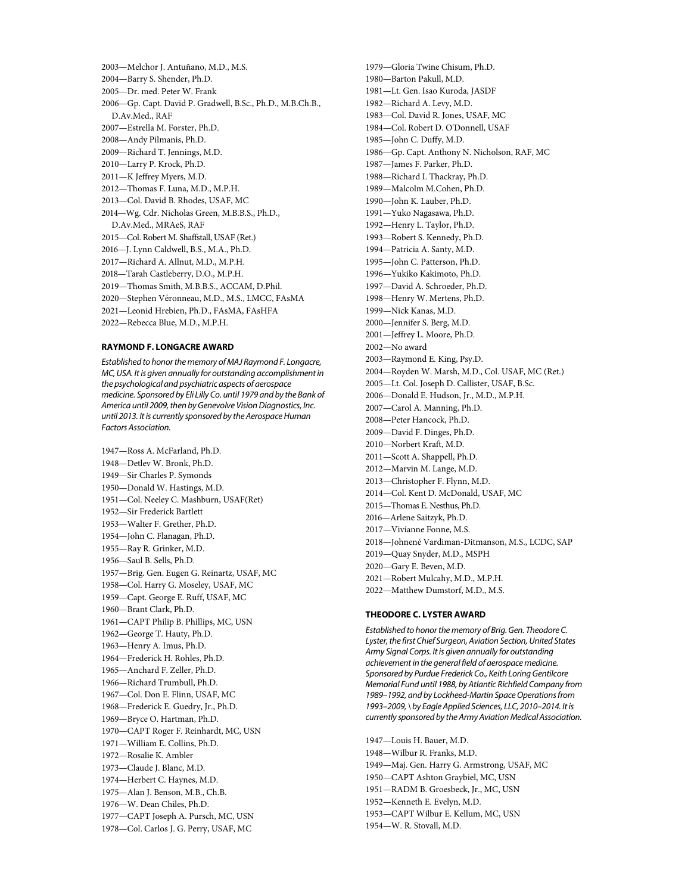2003—Melchor J. Antuñano, M.D., M.S.
2004—Barry S. Shender, Ph.D.
2005—Dr. med. Peter W. Frank
2006—Gp. Capt. David P. Gradwell, B.Sc., Ph.D., M.B.Ch.B., D.Av.Med., RAF
2007—Estrella M. Forster, Ph.D.
2008—Andy Pilmanis, Ph.D.
2009—Richard T. Jennings, M.D.
2010—Larry P. Krock, Ph.D.
2011—K Jeffrey Myers, M.D.
2012—Thomas F. Luna, M.D., M.P.H.
2013—Col. David B. Rhodes, USAF, MC
2014—Wg. Cdr. Nicholas Green, M.B.B.S., Ph.D., D.Av.Med., MRAeS, RAF
2015—Col. Robert M. Shaffstall, USAF (Ret.)
2016—J. Lynn Caldwell, B.S., M.A., Ph.D.
2017—Richard A. Allnut, M.D., M.P.H.
2018—Tarah Castleberry, D.O., M.P.H.
2019—Thomas Smith, M.B.B.S., ACCAM, D.Phil.
2020—Stephen Véronneau, M.D., M.S., LMCC, FAsMA
2021—Leonid Hrebien, Ph.D., FAsMA, FAsHFA
2022—Rebecca Blue, M.D., M.P.H.

### RAYMOND F. LONGACRE AWARD

*Established to honor the memory of MAJ Raymond F. Longacre, MC, USA. It is given annually for outstanding accomplishment in the psychological and psychiatric aspects of aerospace medicine. Sponsored by Eli Lilly Co. until 1979 and by the Bank of America until 2009, then by Genevolve Vision Diagnostics, Inc. until 2013. It is currently sponsored by the Aerospace Human Factors Association.*

1947—Ross A. McFarland, Ph.D.
1948—Detlev W. Bronk, Ph.D.
1949—Sir Charles P. Symonds
1950—Donald W. Hastings, M.D.
1951—Col. Neeley C. Mashburn, USAF(Ret)
1952—Sir Frederick Bartlett
1953—Walter F. Grether, Ph.D.
1954—John C. Flanagan, Ph.D.
1955—Ray R. Grinker, M.D.
1956—Saul B. Sells, Ph.D.
1957—Brig. Gen. Eugen G. Reinartz, USAF, MC
1958—Col. Harry G. Moseley, USAF, MC
1959—Capt. George E. Ruff, USAF, MC
1960—Brant Clark, Ph.D.
1961—CAPT Philip B. Phillips, MC, USN
1962—George T. Hauty, Ph.D.
1963—Henry A. Imus, Ph.D.
1964—Frederick H. Rohles, Ph.D.
1965—Anchard F. Zeller, Ph.D.
1966—Richard Trumbull, Ph.D.
1967—Col. Don E. Flinn, USAF, MC
1968—Frederick E. Guedry, Jr., Ph.D.
1969—Bryce O. Hartman, Ph.D.
1970—CAPT Roger F. Reinhardt, MC, USN
1971—William E. Collins, Ph.D.
1972—Rosalie K. Ambler
1973—Claude J. Blanc, M.D.
1974—Herbert C. Haynes, M.D.
1975—Alan J. Benson, M.B., Ch.B.
1976—W. Dean Chiles, Ph.D.
1977—CAPT Joseph A. Pursch, MC, USN
1978—Col. Carlos J. G. Perry, USAF, MC
1979—Gloria Twine Chisum, Ph.D.
1980—Barton Pakull, M.D.
1981—Lt. Gen. Isao Kuroda, JASDF
1982—Richard A. Levy, M.D.
1983—Col. David R. Jones, USAF, MC
1984—Col. Robert D. O'Donnell, USAF
1985—John C. Duffy, M.D.
1986—Gp. Capt. Anthony N. Nicholson, RAF, MC
1987—James F. Parker, Ph.D.
1988—Richard I. Thackray, Ph.D.
1989—Malcolm M.Cohen, Ph.D.
1990—John K. Lauber, Ph.D.
1991—Yuko Nagasawa, Ph.D.
1992—Henry L. Taylor, Ph.D.
1993—Robert S. Kennedy, Ph.D.
1994—Patricia A. Santy, M.D.
1995—John C. Patterson, Ph.D.
1996—Yukiko Kakimoto, Ph.D.
1997—David A. Schroeder, Ph.D.
1998—Henry W. Mertens, Ph.D.
1999—Nick Kanas, M.D.
2000—Jennifer S. Berg, M.D.
2001—Jeffrey L. Moore, Ph.D.
2002—No award
2003—Raymond E. King, Psy.D.
2004—Royden W. Marsh, M.D., Col. USAF, MC (Ret.)
2005—Lt. Col. Joseph D. Callister, USAF, B.Sc.
2006—Donald E. Hudson, Jr., M.D., M.P.H.
2007—Carol A. Manning, Ph.D.
2008—Peter Hancock, Ph.D.
2009—David F. Dinges, Ph.D.
2010—Norbert Kraft, M.D.
2011—Scott A. Shappell, Ph.D.
2012—Marvin M. Lange, M.D.
2013—Christopher F. Flynn, M.D.
2014—Col. Kent D. McDonald, USAF, MC
2015—Thomas E. Nesthus, Ph.D.
2016—Arlene Saitzyk, Ph.D.
2017—Vivianne Fonne, M.S.
2018—Johnené Vardiman-Ditmanson, M.S., LCDC, SAP
2019—Quay Snyder, M.D., MSPH
2020—Gary E. Beven, M.D.
2021—Robert Mulcahy, M.D., M.P.H.
2022—Matthew Dumstorf, M.D., M.S.

### THEODORE C. LYSTER AWARD

*Established to honor the memory of Brig. Gen. Theodore C. Lyster, the first Chief Surgeon, Aviation Section, United States Army Signal Corps. It is given annually for outstanding achievement in the general field of aerospace medicine. Sponsored by Purdue Frederick Co., Keith Loring Gentilcore Memorial Fund until 1988, by Atlantic Richfield Company from 1989–1992, and by Lockheed-Martin Space Operations from 1993–2009, \ by Eagle Applied Sciences, LLC, 2010–2014. It is currently sponsored by the Army Aviation Medical Association.*

1947—Louis H. Bauer, M.D.
1948—Wilbur R. Franks, M.D.
1949—Maj. Gen. Harry G. Armstrong, USAF, MC
1950—CAPT Ashton Graybiel, MC, USN
1951—RADM B. Groesbeck, Jr., MC, USN
1952—Kenneth E. Evelyn, M.D.
1953—CAPT Wilbur E. Kellum, MC, USN
1954—W. R. Stovall, M.D.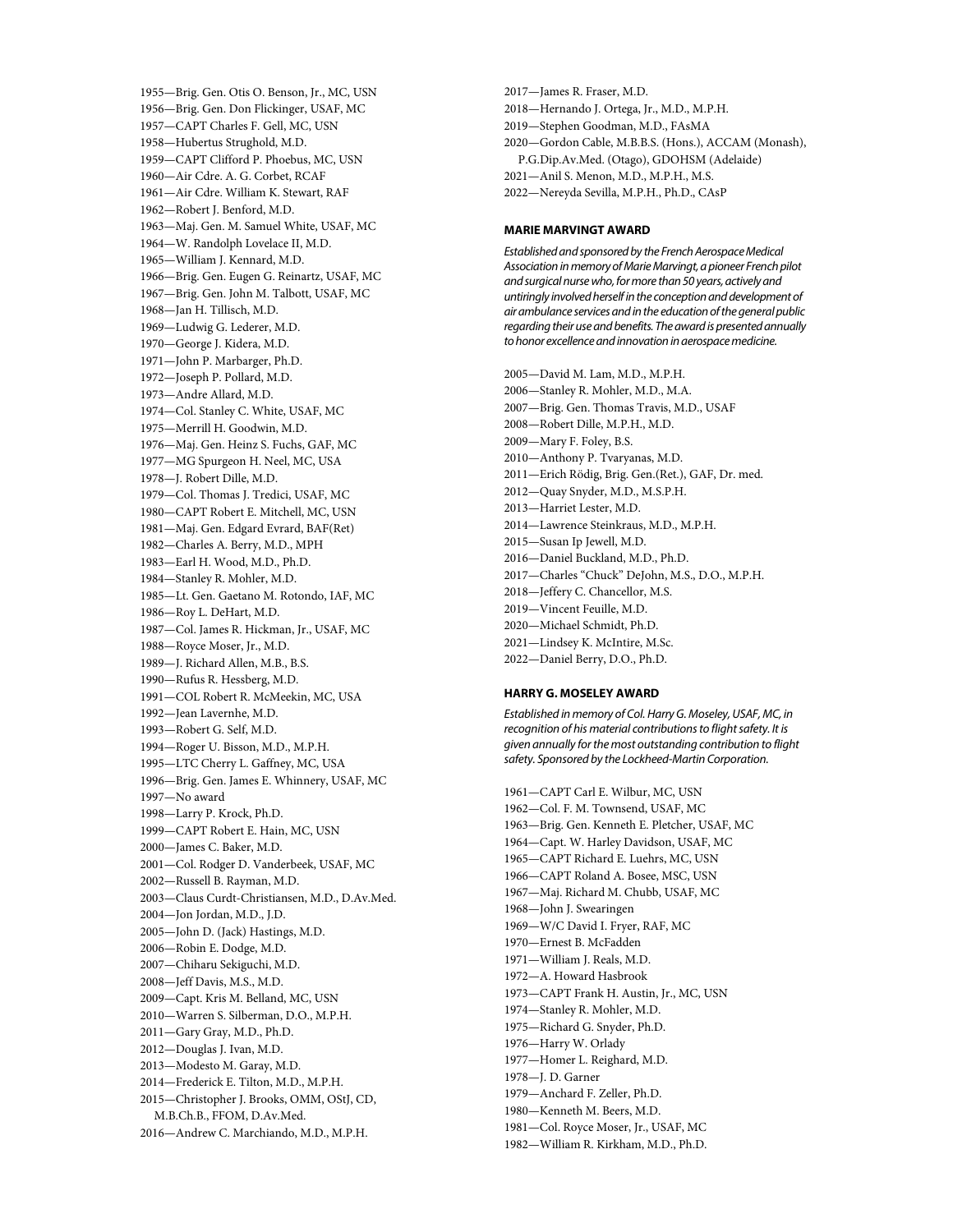1955—Brig. Gen. Otis O. Benson, Jr., MC, USN
1956—Brig. Gen. Don Flickinger, USAF, MC
1957—CAPT Charles F. Gell, MC, USN
1958—Hubertus Strughold, M.D.
1959—CAPT Clifford P. Phoebus, MC, USN
1960—Air Cdre. A. G. Corbet, RCAF
1961—Air Cdre. William K. Stewart, RAF
1962—Robert J. Benford, M.D.
1963—Maj. Gen. M. Samuel White, USAF, MC
1964—W. Randolph Lovelace II, M.D.
1965—William J. Kennard, M.D.
1966—Brig. Gen. Eugen G. Reinartz, USAF, MC
1967—Brig. Gen. John M. Talbott, USAF, MC
1968—Jan H. Tillisch, M.D.
1969—Ludwig G. Lederer, M.D.
1970—George J. Kidera, M.D.
1971—John P. Marbarger, Ph.D.
1972—Joseph P. Pollard, M.D.
1973—Andre Allard, M.D.
1974—Col. Stanley C. White, USAF, MC
1975—Merrill H. Goodwin, M.D.
1976—Maj. Gen. Heinz S. Fuchs, GAF, MC
1977—MG Spurgeon H. Neel, MC, USA
1978—J. Robert Dille, M.D.
1979—Col. Thomas J. Tredici, USAF, MC
1980—CAPT Robert E. Mitchell, MC, USN
1981—Maj. Gen. Edgard Evrard, BAF(Ret)
1982—Charles A. Berry, M.D., MPH
1983—Earl H. Wood, M.D., Ph.D.
1984—Stanley R. Mohler, M.D.
1985—Lt. Gen. Gaetano M. Rotondo, IAF, MC
1986—Roy L. DeHart, M.D.
1987—Col. James R. Hickman, Jr., USAF, MC
1988—Royce Moser, Jr., M.D.
1989—J. Richard Allen, M.B., B.S.
1990—Rufus R. Hessberg, M.D.
1991—COL Robert R. McMeekin, MC, USA
1992—Jean Lavernhe, M.D.
1993—Robert G. Self, M.D.
1994—Roger U. Bisson, M.D., M.P.H.
1995—LTC Cherry L. Gaffney, MC, USA
1996—Brig. Gen. James E. Whinnery, USAF, MC
1997—No award
1998—Larry P. Krock, Ph.D.
1999—CAPT Robert E. Hain, MC, USN
2000—James C. Baker, M.D.
2001—Col. Rodger D. Vanderbeek, USAF, MC
2002—Russell B. Rayman, M.D.
2003—Claus Curdt-Christiansen, M.D., D.Av.Med.
2004—Jon Jordan, M.D., J.D.
2005—John D. (Jack) Hastings, M.D.
2006—Robin E. Dodge, M.D.
2007—Chiharu Sekiguchi, M.D.
2008—Jeff Davis, M.S., M.D.
2009—Capt. Kris M. Belland, MC, USN
2010—Warren S. Silberman, D.O., M.P.H.
2011—Gary Gray, M.D., Ph.D.
2012—Douglas J. Ivan, M.D.
2013—Modesto M. Garay, M.D.
2014—Frederick E. Tilton, M.D., M.P.H.
2015—Christopher J. Brooks, OMM, OStJ, CD, M.B.Ch.B., FFOM, D.Av.Med.
2016—Andrew C. Marchiando, M.D., M.P.H.
2017—James R. Fraser, M.D.
2018—Hernando J. Ortega, Jr., M.D., M.P.H.
2019—Stephen Goodman, M.D., FAsMA
2020—Gordon Cable, M.B.B.S. (Hons.), ACCAM (Monash), P.G.Dip.Av.Med. (Otago), GDOHSM (Adelaide)
2021—Anil S. Menon, M.D., M.P.H., M.S.
2022—Nereyda Sevilla, M.P.H., Ph.D., CAsP

#### MARIE MARVINGT AWARD

*Established and sponsored by the French Aerospace Medical Association in memory of Marie Marvingt, a pioneer French pilot and surgical nurse who, for more than 50 years, actively and untiringly involved herself in the conception and development of air ambulance services and in the education of the general public regarding their use and benefits. The award is presented annually to honor excellence and innovation in aerospace medicine.*

2005—David M. Lam, M.D., M.P.H.
2006—Stanley R. Mohler, M.D., M.A.
2007—Brig. Gen. Thomas Travis, M.D., USAF
2008—Robert Dille, M.P.H., M.D.
2009—Mary F. Foley, B.S.
2010—Anthony P. Tvaryanas, M.D.
2011—Erich Rödig, Brig. Gen.(Ret.), GAF, Dr. med.
2012—Quay Snyder, M.D., M.S.P.H.
2013—Harriet Lester, M.D.
2014—Lawrence Steinkraus, M.D., M.P.H.
2015—Susan Ip Jewell, M.D.
2016—Daniel Buckland, M.D., Ph.D.
2017—Charles "Chuck" DeJohn, M.S., D.O., M.P.H.
2018—Jeffery C. Chancellor, M.S.
2019—Vincent Feuille, M.D.
2020—Michael Schmidt, Ph.D.
2021—Lindsey K. McIntire, M.Sc.
2022—Daniel Berry, D.O., Ph.D.

#### HARRY G. MOSELEY AWARD

*Established in memory of Col. Harry G. Moseley, USAF, MC, in recognition of his material contributions to flight safety. It is given annually for the most outstanding contribution to flight safety. Sponsored by the Lockheed-Martin Corporation.*

1961—CAPT Carl E. Wilbur, MC, USN
1962—Col. F. M. Townsend, USAF, MC
1963—Brig. Gen. Kenneth E. Pletcher, USAF, MC
1964—Capt. W. Harley Davidson, USAF, MC
1965—CAPT Richard E. Luehrs, MC, USN
1966—CAPT Roland A. Bosee, MSC, USN
1967—Maj. Richard M. Chubb, USAF, MC
1968—John J. Swearingen
1969—W/C David I. Fryer, RAF, MC
1970—Ernest B. McFadden
1971—William J. Reals, M.D.
1972—A. Howard Hasbrook
1973—CAPT Frank H. Austin, Jr., MC, USN
1974—Stanley R. Mohler, M.D.
1975—Richard G. Snyder, Ph.D.
1976—Harry W. Orlady
1977—Homer L. Reighard, M.D.
1978—J. D. Garner
1979—Anchard F. Zeller, Ph.D.
1980—Kenneth M. Beers, M.D.
1981—Col. Royce Moser, Jr., USAF, MC
1982—William R. Kirkham, M.D., Ph.D.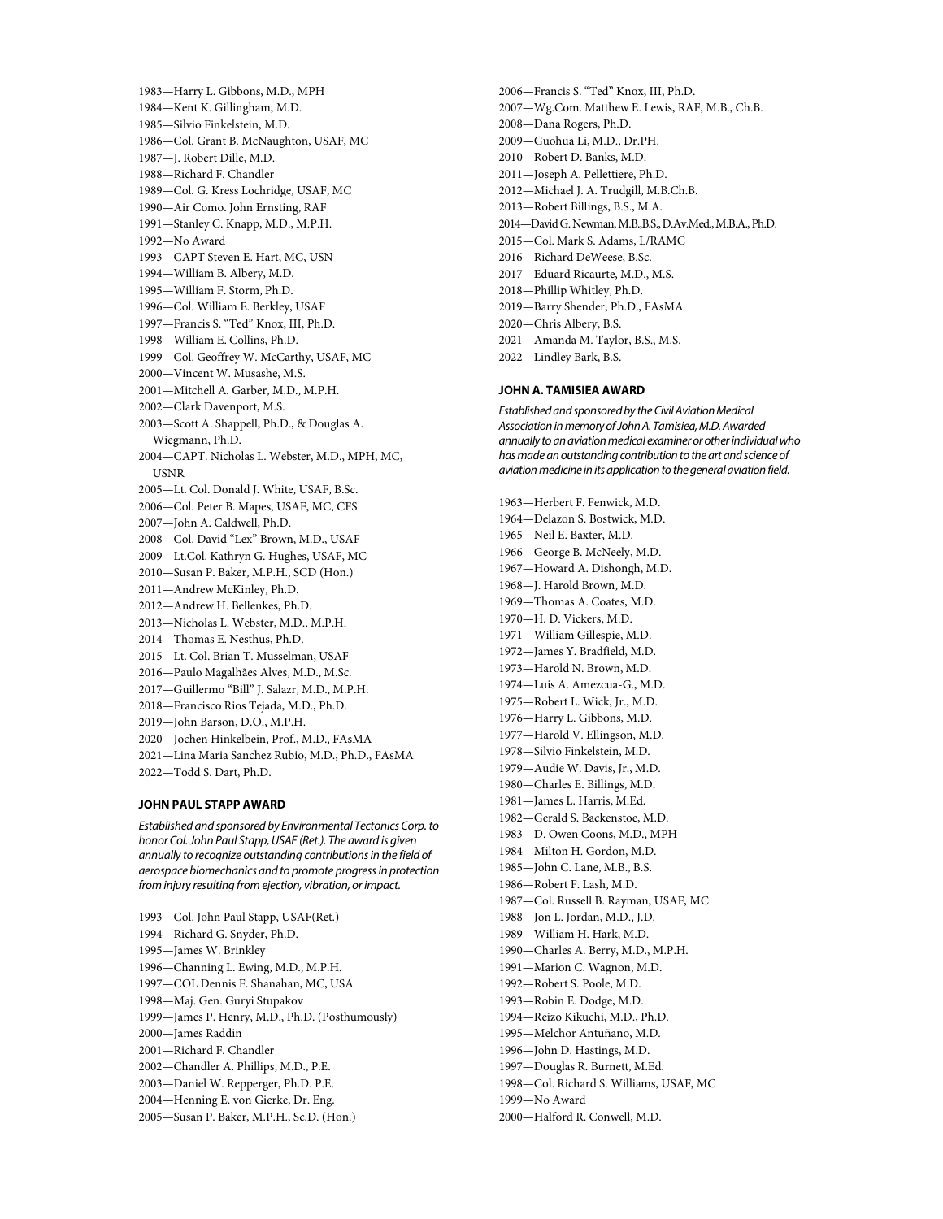1983—Harry L. Gibbons, M.D., MPH
1984—Kent K. Gillingham, M.D.
1985—Silvio Finkelstein, M.D.
1986—Col. Grant B. McNaughton, USAF, MC
1987—J. Robert Dille, M.D.
1988—Richard F. Chandler
1989—Col. G. Kress Lochridge, USAF, MC
1990—Air Como. John Ernsting, RAF
1991—Stanley C. Knapp, M.D., M.P.H.
1992—No Award
1993—CAPT Steven E. Hart, MC, USN
1994—William B. Albery, M.D.
1995—William F. Storm, Ph.D.
1996—Col. William E. Berkley, USAF
1997—Francis S. "Ted" Knox, III, Ph.D.
1998—William E. Collins, Ph.D.
1999—Col. Geoffrey W. McCarthy, USAF, MC
2000—Vincent W. Musashe, M.S.
2001—Mitchell A. Garber, M.D., M.P.H.
2002—Clark Davenport, M.S.
2003—Scott A. Shappell, Ph.D., & Douglas A. Wiegmann, Ph.D.
2004—CAPT. Nicholas L. Webster, M.D., MPH, MC, USNR
2005—Lt. Col. Donald J. White, USAF, B.Sc.
2006—Col. Peter B. Mapes, USAF, MC, CFS
2007—John A. Caldwell, Ph.D.
2008—Col. David "Lex" Brown, M.D., USAF
2009—Lt.Col. Kathryn G. Hughes, USAF, MC
2010—Susan P. Baker, M.P.H., SCD (Hon.)
2011—Andrew McKinley, Ph.D.
2012—Andrew H. Bellenkes, Ph.D.
2013—Nicholas L. Webster, M.D., M.P.H.
2014—Thomas E. Nesthus, Ph.D.
2015—Lt. Col. Brian T. Musselman, USAF
2016—Paulo Magalhães Alves, M.D., M.Sc.
2017—Guillermo "Bill" J. Salazr, M.D., M.P.H.
2018—Francisco Rios Tejada, M.D., Ph.D.
2019—John Barson, D.O., M.P.H.
2020—Jochen Hinkelbein, Prof., M.D., FAsMA
2021—Lina Maria Sanchez Rubio, M.D., Ph.D., FAsMA
2022—Todd S. Dart, Ph.D.

### JOHN PAUL STAPP AWARD

*Established and sponsored by Environmental Tectonics Corp. to honor Col. John Paul Stapp, USAF (Ret.). The award is given annually to recognize outstanding contributions in the field of aerospace biomechanics and to promote progress in protection from injury resulting from ejection, vibration, or impact.*

1993—Col. John Paul Stapp, USAF(Ret.)
1994—Richard G. Snyder, Ph.D.
1995—James W. Brinkley
1996—Channing L. Ewing, M.D., M.P.H.
1997—COL Dennis F. Shanahan, MC, USA
1998—Maj. Gen. Guryi Stupakov
1999—James P. Henry, M.D., Ph.D. (Posthumously)
2000—James Raddin
2001—Richard F. Chandler
2002—Chandler A. Phillips, M.D., P.E.
2003—Daniel W. Repperger, Ph.D. P.E.
2004—Henning E. von Gierke, Dr. Eng.
2005—Susan P. Baker, M.P.H., Sc.D. (Hon.)
2006—Francis S. "Ted" Knox, III, Ph.D.
2007—Wg.Com. Matthew E. Lewis, RAF, M.B., Ch.B.
2008—Dana Rogers, Ph.D.
2009—Guohua Li, M.D., Dr.PH.
2010—Robert D. Banks, M.D.
2011—Joseph A. Pellettiere, Ph.D.
2012—Michael J. A. Trudgill, M.B.Ch.B.
2013—Robert Billings, B.S., M.A.
2014—David G. Newman, M.B.,B.S., D.Av.Med., M.B.A., Ph.D.
2015—Col. Mark S. Adams, L/RAMC
2016—Richard DeWeese, B.Sc.
2017—Eduard Ricaurte, M.D., M.S.
2018—Phillip Whitley, Ph.D.
2019—Barry Shender, Ph.D., FAsMA
2020—Chris Albery, B.S.
2021—Amanda M. Taylor, B.S., M.S.
2022—Lindley Bark, B.S.

### JOHN A. TAMISIEA AWARD

*Established and sponsored by the Civil Aviation Medical Association in memory of John A. Tamisiea, M.D. Awarded annually to an aviation medical examiner or other individual who has made an outstanding contribution to the art and science of aviation medicine in its application to the general aviation field.*

1963—Herbert F. Fenwick, M.D.
1964—Delazon S. Bostwick, M.D.
1965—Neil E. Baxter, M.D.
1966—George B. McNeely, M.D.
1967—Howard A. Dishongh, M.D.
1968—J. Harold Brown, M.D.
1969—Thomas A. Coates, M.D.
1970—H. D. Vickers, M.D.
1971—William Gillespie, M.D.
1972—James Y. Bradfield, M.D.
1973—Harold N. Brown, M.D.
1974—Luis A. Amezcua-G., M.D.
1975—Robert L. Wick, Jr., M.D.
1976—Harry L. Gibbons, M.D.
1977—Harold V. Ellingson, M.D.
1978—Silvio Finkelstein, M.D.
1979—Audie W. Davis, Jr., M.D.
1980—Charles E. Billings, M.D.
1981—James L. Harris, M.Ed.
1982—Gerald S. Backenstoe, M.D.
1983—D. Owen Coons, M.D., MPH
1984—Milton H. Gordon, M.D.
1985—John C. Lane, M.B., B.S.
1986—Robert F. Lash, M.D.
1987—Col. Russell B. Rayman, USAF, MC
1988—Jon L. Jordan, M.D., J.D.
1989—William H. Hark, M.D.
1990—Charles A. Berry, M.D., M.P.H.
1991—Marion C. Wagnon, M.D.
1992—Robert S. Poole, M.D.
1993—Robin E. Dodge, M.D.
1994—Reizo Kikuchi, M.D., Ph.D.
1995—Melchor Antuñano, M.D.
1996—John D. Hastings, M.D.
1997—Douglas R. Burnett, M.Ed.
1998—Col. Richard S. Williams, USAF, MC
1999—No Award
2000—Halford R. Conwell, M.D.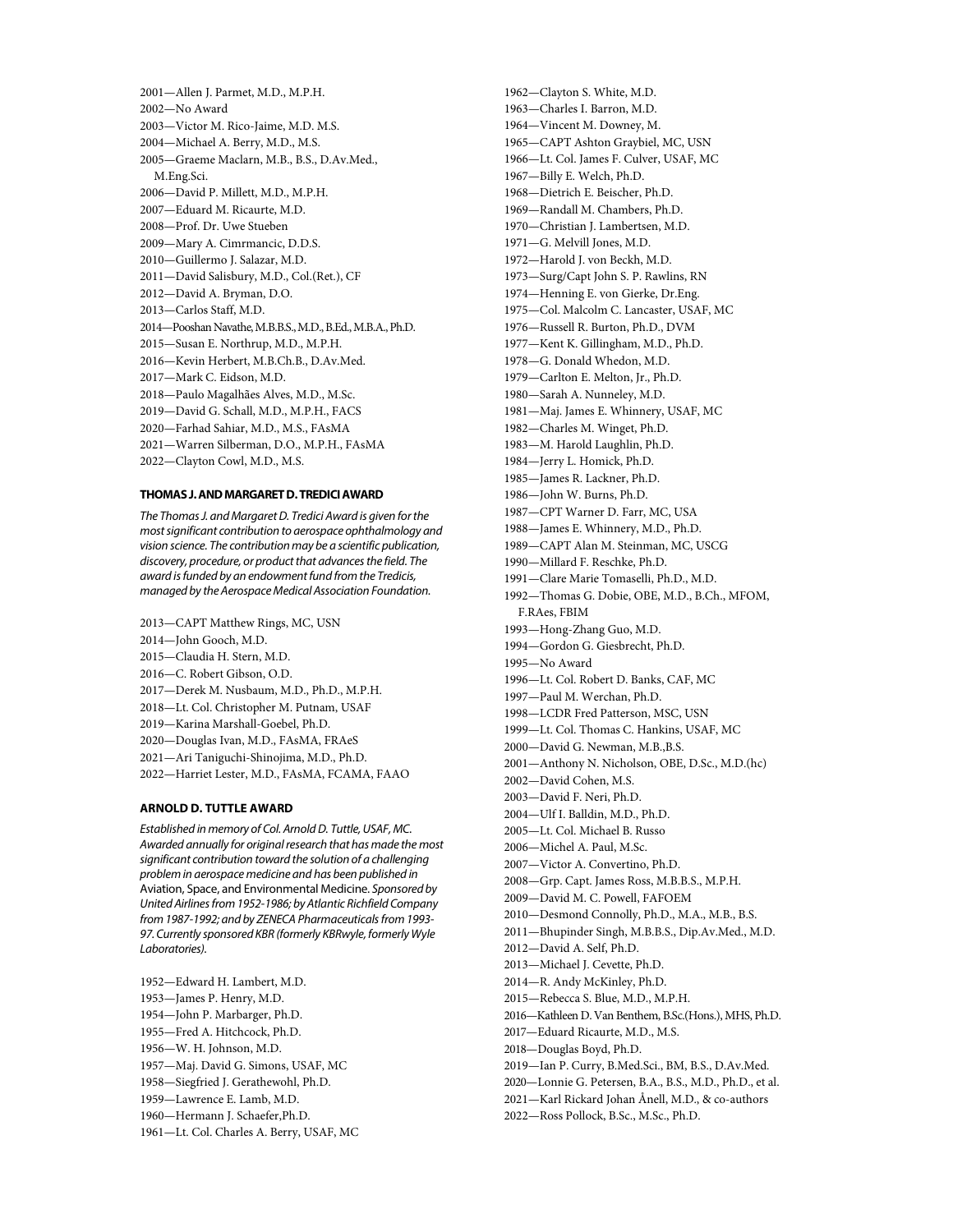2001—Allen J. Parmet, M.D., M.P.H.
2002—No Award
2003—Victor M. Rico-Jaime, M.D. M.S.
2004—Michael A. Berry, M.D., M.S.
2005—Graeme Maclarn, M.B., B.S., D.Av.Med., M.Eng.Sci.
2006—David P. Millett, M.D., M.P.H.
2007—Eduard M. Ricaurte, M.D.
2008—Prof. Dr. Uwe Stueben
2009—Mary A. Cimrmancic, D.D.S.
2010—Guillermo J. Salazar, M.D.
2011—David Salisbury, M.D., Col.(Ret.), CF
2012—David A. Bryman, D.O.
2013—Carlos Staff, M.D.
2014—Pooshan Navathe, M.B.B.S., M.D., B.Ed., M.B.A., Ph.D.
2015—Susan E. Northrup, M.D., M.P.H.
2016—Kevin Herbert, M.B.Ch.B., D.Av.Med.
2017—Mark C. Eidson, M.D.
2018—Paulo Magalhães Alves, M.D., M.Sc.
2019—David G. Schall, M.D., M.P.H., FACS
2020—Farhad Sahiar, M.D., M.S., FAsMA
2021—Warren Silberman, D.O., M.P.H., FAsMA
2022—Clayton Cowl, M.D., M.S.

### THOMAS J. AND MARGARET D. TREDICI AWARD

*The Thomas J. and Margaret D. Tredici Award is given for the most significant contribution to aerospace ophthalmology and vision science. The contribution may be a scientific publication, discovery, procedure, or product that advances the field. The award is funded by an endowment fund from the Tredicis, managed by the Aerospace Medical Association Foundation.*

2013—CAPT Matthew Rings, MC, USN
2014—John Gooch, M.D.
2015—Claudia H. Stern, M.D.
2016—C. Robert Gibson, O.D.
2017—Derek M. Nusbaum, M.D., Ph.D., M.P.H.
2018—Lt. Col. Christopher M. Putnam, USAF
2019—Karina Marshall-Goebel, Ph.D.
2020—Douglas Ivan, M.D., FAsMA, FRAeS
2021—Ari Taniguchi-Shinojima, M.D., Ph.D.
2022—Harriet Lester, M.D., FAsMA, FCAMA, FAAO

### ARNOLD D. TUTTLE AWARD

*Established in memory of Col. Arnold D. Tuttle, USAF, MC. Awarded annually for original research that has made the most significant contribution toward the solution of a challenging problem in aerospace medicine and has been published in* Aviation, Space, and Environmental Medicine. *Sponsored by United Airlines from 1952-1986; by Atlantic Richfield Company from 1987-1992; and by ZENECA Pharmaceuticals from 1993-97. Currently sponsored KBR (formerly KBRwyle, formerly Wyle Laboratories).*

1952—Edward H. Lambert, M.D.
1953—James P. Henry, M.D.
1954—John P. Marbarger, Ph.D.
1955—Fred A. Hitchcock, Ph.D.
1956—W. H. Johnson, M.D.
1957—Maj. David G. Simons, USAF, MC
1958—Siegfried J. Gerathewohl, Ph.D.
1959—Lawrence E. Lamb, M.D.
1960—Hermann J. Schaefer,Ph.D.
1961—Lt. Col. Charles A. Berry, USAF, MC
1962—Clayton S. White, M.D.
1963—Charles I. Barron, M.D.
1964—Vincent M. Downey, M.
1965—CAPT Ashton Graybiel, MC, USN
1966—Lt. Col. James F. Culver, USAF, MC
1967—Billy E. Welch, Ph.D.
1968—Dietrich E. Beischer, Ph.D.
1969—Randall M. Chambers, Ph.D.
1970—Christian J. Lambertsen, M.D.
1971—G. Melvill Jones, M.D.
1972—Harold J. von Beckh, M.D.
1973—Surg/Capt John S. P. Rawlins, RN
1974—Henning E. von Gierke, Dr.Eng.
1975—Col. Malcolm C. Lancaster, USAF, MC
1976—Russell R. Burton, Ph.D., DVM
1977—Kent K. Gillingham, M.D., Ph.D.
1978—G. Donald Whedon, M.D.
1979—Carlton E. Melton, Jr., Ph.D.
1980—Sarah A. Nunneley, M.D.
1981—Maj. James E. Whinnery, USAF, MC
1982—Charles M. Winget, Ph.D.
1983—M. Harold Laughlin, Ph.D.
1984—Jerry L. Homick, Ph.D.
1985—James R. Lackner, Ph.D.
1986—John W. Burns, Ph.D.
1987—CPT Warner D. Farr, MC, USA
1988—James E. Whinnery, M.D., Ph.D.
1989—CAPT Alan M. Steinman, MC, USCG
1990—Millard F. Reschke, Ph.D.
1991—Clare Marie Tomaselli, Ph.D., M.D.
1992—Thomas G. Dobie, OBE, M.D., B.Ch., MFOM, F.RAes, FBIM
1993—Hong-Zhang Guo, M.D.
1994—Gordon G. Giesbrecht, Ph.D.
1995—No Award
1996—Lt. Col. Robert D. Banks, CAF, MC
1997—Paul M. Werchan, Ph.D.
1998—LCDR Fred Patterson, MSC, USN
1999—Lt. Col. Thomas C. Hankins, USAF, MC
2000—David G. Newman, M.B.,B.S.
2001—Anthony N. Nicholson, OBE, D.Sc., M.D.(hc)
2002—David Cohen, M.S.
2003—David F. Neri, Ph.D.
2004—Ulf I. Balldin, M.D., Ph.D.
2005—Lt. Col. Michael B. Russo
2006—Michel A. Paul, M.Sc.
2007—Victor A. Convertino, Ph.D.
2008—Grp. Capt. James Ross, M.B.B.S., M.P.H.
2009—David M. C. Powell, FAFOEM
2010—Desmond Connolly, Ph.D., M.A., M.B., B.S.
2011—Bhupinder Singh, M.B.B.S., Dip.Av.Med., M.D.
2012—David A. Self, Ph.D.
2013—Michael J. Cevette, Ph.D.
2014—R. Andy McKinley, Ph.D.
2015—Rebecca S. Blue, M.D., M.P.H.
2016—Kathleen D. Van Benthem, B.Sc.(Hons.), MHS, Ph.D.
2017—Eduard Ricaurte, M.D., M.S.
2018—Douglas Boyd, Ph.D.
2019—Ian P. Curry, B.Med.Sci., BM, B.S., D.Av.Med.
2020—Lonnie G. Petersen, B.A., B.S., M.D., Ph.D., et al.
2021—Karl Rickard Johan Ånell, M.D., & co-authors
2022—Ross Pollock, B.Sc., M.Sc., Ph.D.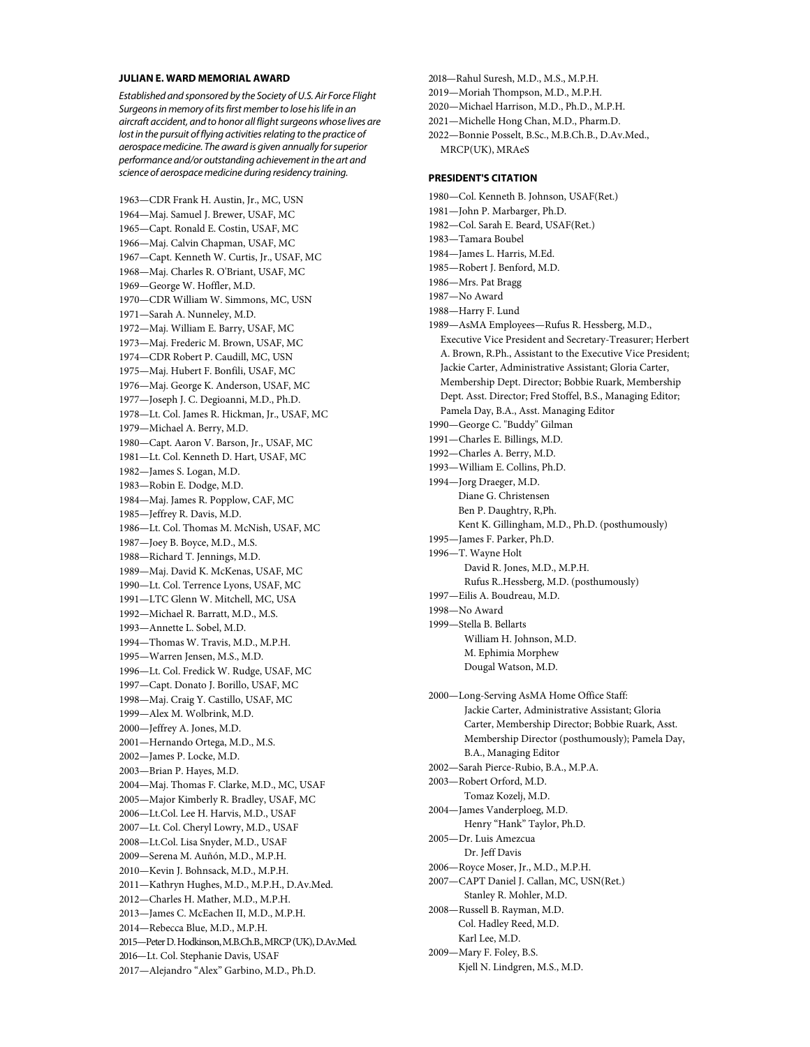### JULIAN E. WARD MEMORIAL AWARD

*Established and sponsored by the Society of U.S. Air Force Flight Surgeons in memory of its first member to lose his life in an aircraft accident, and to honor all flight surgeons whose lives are lost in the pursuit of flying activities relating to the practice of aerospace medicine. The award is given annually for superior performance and/or outstanding achievement in the art and science of aerospace medicine during residency training.*

1963—CDR Frank H. Austin, Jr., MC, USN
1964—Maj. Samuel J. Brewer, USAF, MC
1965—Capt. Ronald E. Costin, USAF, MC
1966—Maj. Calvin Chapman, USAF, MC
1967—Capt. Kenneth W. Curtis, Jr., USAF, MC
1968—Maj. Charles R. O'Briant, USAF, MC
1969—George W. Hoffler, M.D.
1970—CDR William W. Simmons, MC, USN
1971—Sarah A. Nunneley, M.D.
1972—Maj. William E. Barry, USAF, MC
1973—Maj. Frederic M. Brown, USAF, MC
1974—CDR Robert P. Caudill, MC, USN
1975—Maj. Hubert F. Bonfili, USAF, MC
1976—Maj. George K. Anderson, USAF, MC
1977—Joseph J. C. Degioanni, M.D., Ph.D.
1978—Lt. Col. James R. Hickman, Jr., USAF, MC
1979—Michael A. Berry, M.D.
1980—Capt. Aaron V. Barson, Jr., USAF, MC
1981—Lt. Col. Kenneth D. Hart, USAF, MC
1982—James S. Logan, M.D.
1983—Robin E. Dodge, M.D.
1984—Maj. James R. Popplow, CAF, MC
1985—Jeffrey R. Davis, M.D.
1986—Lt. Col. Thomas M. McNish, USAF, MC
1987—Joey B. Boyce, M.D., M.S.
1988—Richard T. Jennings, M.D.
1989—Maj. David K. McKenas, USAF, MC
1990—Lt. Col. Terrence Lyons, USAF, MC
1991—LTC Glenn W. Mitchell, MC, USA
1992—Michael R. Barratt, M.D., M.S.
1993—Annette L. Sobel, M.D.
1994—Thomas W. Travis, M.D., M.P.H.
1995—Warren Jensen, M.S., M.D.
1996—Lt. Col. Fredick W. Rudge, USAF, MC
1997—Capt. Donato J. Borillo, USAF, MC
1998—Maj. Craig Y. Castillo, USAF, MC
1999—Alex M. Wolbrink, M.D.
2000—Jeffrey A. Jones, M.D.
2001—Hernando Ortega, M.D., M.S.
2002—James P. Locke, M.D.
2003—Brian P. Hayes, M.D.
2004—Maj. Thomas F. Clarke, M.D., MC, USAF
2005—Major Kimberly R. Bradley, USAF, MC
2006—Lt.Col. Lee H. Harvis, M.D., USAF
2007—Lt. Col. Cheryl Lowry, M.D., USAF
2008—Lt.Col. Lisa Snyder, M.D., USAF
2009—Serena M. Auñón, M.D., M.P.H.
2010—Kevin J. Bohnsack, M.D., M.P.H.
2011—Kathryn Hughes, M.D., M.P.H., D.Av.Med.
2012—Charles H. Mather, M.D., M.P.H.
2013—James C. McEachen II, M.D., M.P.H.
2014—Rebecca Blue, M.D., M.P.H.
2015—Peter D. Hodkinson, M.B.Ch.B., MRCP (UK), D.Av.Med.
2016—Lt. Col. Stephanie Davis, USAF
2017—Alejandro "Alex" Garbino, M.D., Ph.D.
2018—Rahul Suresh, M.D., M.S., M.P.H.
2019—Moriah Thompson, M.D., M.P.H.
2020—Michael Harrison, M.D., Ph.D., M.P.H.
2021—Michelle Hong Chan, M.D., Pharm.D.
2022—Bonnie Posselt, B.Sc., M.B.Ch.B., D.Av.Med., MRCP(UK), MRAeS

### PRESIDENT'S CITATION

1980—Col. Kenneth B. Johnson, USAF(Ret.)
1981—John P. Marbarger, Ph.D.
1982—Col. Sarah E. Beard, USAF(Ret.)
1983—Tamara Boubel
1984—James L. Harris, M.Ed.
1985—Robert J. Benford, M.D.
1986—Mrs. Pat Bragg
1987—No Award
1988—Harry F. Lund
1989—AsMA Employees—Rufus R. Hessberg, M.D., Executive Vice President and Secretary-Treasurer; Herbert A. Brown, R.Ph., Assistant to the Executive Vice President; Jackie Carter, Administrative Assistant; Gloria Carter, Membership Dept. Director; Bobbie Ruark, Membership Dept. Asst. Director; Fred Stoffel, B.S., Managing Editor; Pamela Day, B.A., Asst. Managing Editor
1990—George C. "Buddy" Gilman
1991—Charles E. Billings, M.D.
1992—Charles A. Berry, M.D.
1993—William E. Collins, Ph.D.
1994—Jorg Draeger, M.D.
Diane G. Christensen
Ben P. Daughtry, R,Ph.
Kent K. Gillingham, M.D., Ph.D. (posthumously)
1995—James F. Parker, Ph.D.
1996—T. Wayne Holt
David R. Jones, M.D., M.P.H.
Rufus R..Hessberg, M.D. (posthumously)
1997—Eilis A. Boudreau, M.D.
1998—No Award
1999—Stella B. Bellarts
William H. Johnson, M.D.
M. Ephimia Morphew
Dougal Watson, M.D.

2000—Long-Serving AsMA Home Office Staff:
Jackie Carter, Administrative Assistant; Gloria Carter, Membership Director; Bobbie Ruark, Asst. Membership Director (posthumously); Pamela Day, B.A., Managing Editor
2002—Sarah Pierce-Rubio, B.A., M.P.A.
2003—Robert Orford, M.D.
Tomaz Kozelj, M.D.
2004—James Vanderploeg, M.D.
Henry "Hank" Taylor, Ph.D.
2005—Dr. Luis Amezcua
Dr. Jeff Davis
2006—Royce Moser, Jr., M.D., M.P.H.
2007—CAPT Daniel J. Callan, MC, USN(Ret.)
Stanley R. Mohler, M.D.
2008—Russell B. Rayman, M.D.
Col. Hadley Reed, M.D.
Karl Lee, M.D.
2009—Mary F. Foley, B.S.
Kjell N. Lindgren, M.S., M.D.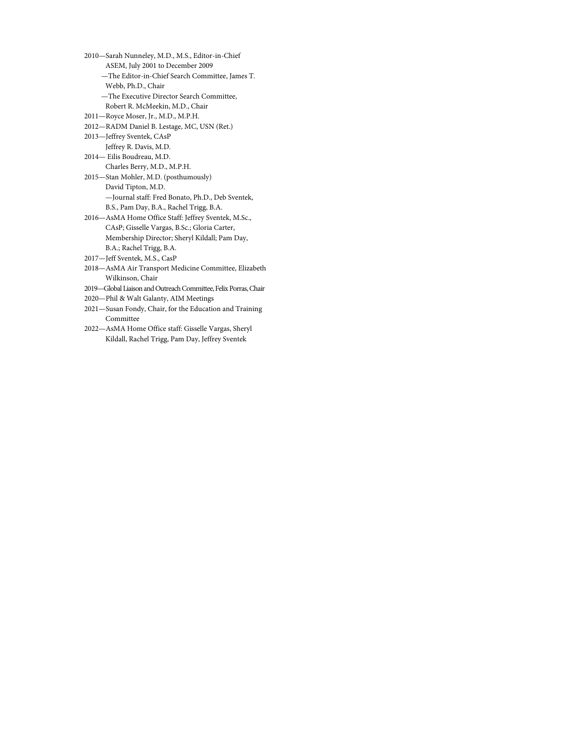2010—Sarah Nunneley, M.D., M.S., Editor-in-Chief ASEM, July 2001 to December 2009

—The Editor-in-Chief Search Committee, James T. Webb, Ph.D., Chair

—The Executive Director Search Committee, Robert R. McMeekin, M.D., Chair

2011—Royce Moser, Jr., M.D., M.P.H.

2012—RADM Daniel B. Lestage, MC, USN (Ret.)

2013—Jeffrey Sventek, CAsP

Jeffrey R. Davis, M.D.

2014— Eilis Boudreau, M.D.

Charles Berry, M.D., M.P.H.

2015—Stan Mohler, M.D. (posthumously)

David Tipton, M.D.

—Journal staff: Fred Bonato, Ph.D., Deb Sventek, B.S., Pam Day, B.A., Rachel Trigg, B.A.

2016—AsMA Home Office Staff: Jeffrey Sventek, M.Sc., CAsP; Gisselle Vargas, B.Sc.; Gloria Carter, Membership Director; Sheryl Kildall; Pam Day, B.A.; Rachel Trigg, B.A.

2017—Jeff Sventek, M.S., CasP

2018—AsMA Air Transport Medicine Committee, Elizabeth Wilkinson, Chair

2019—Global Liaison and Outreach Committee, Felix Porras, Chair

2020—Phil & Walt Galanty, AIM Meetings

2021—Susan Fondy, Chair, for the Education and Training Committee

2022—AsMA Home Office staff: Gisselle Vargas, Sheryl Kildall, Rachel Trigg, Pam Day, Jeffrey Sventek